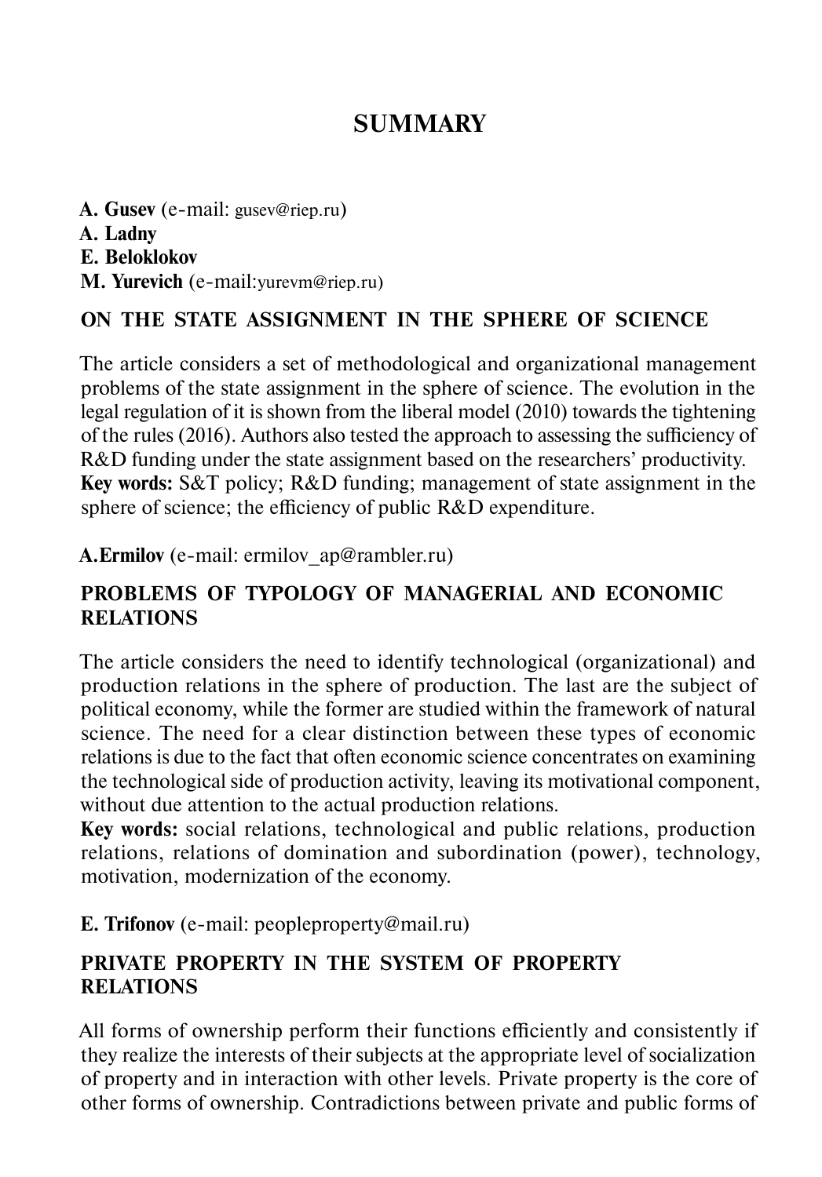# SUMMARY

**A. Gusev** (e-mail: gusev@riep.ru)
**A. Ladny**
**E. Beloklokov**
**M. Yurevich** (e-mail:yurevm@riep.ru)

## ON THE STATE ASSIGNMENT IN THE SPHERE OF SCIENCE

The article considers a set of methodological and organizational management problems of the state assignment in the sphere of science. The evolution in the legal regulation of it is shown from the liberal model (2010) towards the tightening of the rules (2016). Authors also tested the approach to assessing the sufficiency of R&D funding under the state assignment based on the researchers' productivity.
**Key words:** S&T policy; R&D funding; management of state assignment in the sphere of science; the efficiency of public R&D expenditure.

**A.Ermilov** (e-mail: ermilov_ap@rambler.ru)

## PROBLEMS OF TYPOLOGY OF MANAGERIAL AND ECONOMIC RELATIONS

The article considers the need to identify technological (organizational) and production relations in the sphere of production. The last are the subject of political economy, while the former are studied within the framework of natural science. The need for a clear distinction between these types of economic relations is due to the fact that often economic science concentrates on examining the technological side of production activity, leaving its motivational component, without due attention to the actual production relations.
**Key words:** social relations, technological and public relations, production relations, relations of domination and subordination (power), technology, motivation, modernization of the economy.

**E. Trifonov** (e-mail: peopleproperty@mail.ru)

## PRIVATE PROPERTY IN THE SYSTEM OF PROPERTY RELATIONS

All forms of ownership perform their functions efficiently and consistently if they realize the interests of their subjects at the appropriate level of socialization of property and in interaction with other levels. Private property is the core of other forms of ownership. Contradictions between private and public forms of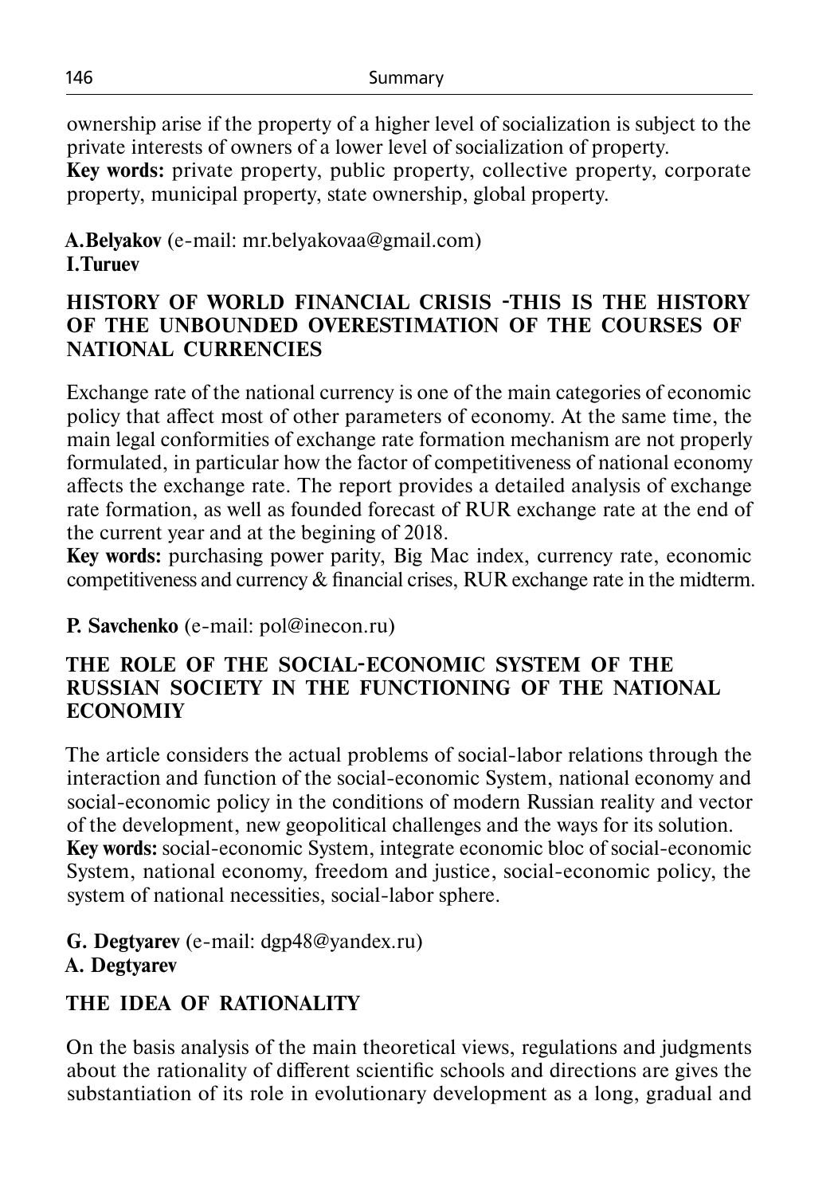ownership arise if the property of a higher level of socialization is subject to the private interests of owners of a lower level of socialization of property.
**Key words:** private property, public property, collective property, corporate property, municipal property, state ownership, global property.

**A.Belyakov** (e-mail: mr.belyakovaa@gmail.com)
**I.Turuev**

## HISTORY OF WORLD FINANCIAL CRISIS -THIS IS THE HISTORY OF THE UNBOUNDED OVERESTIMATION OF THE COURSES OF NATIONAL CURRENCIES

Exchange rate of the national currency is one of the main categories of economic policy that affect most of other parameters of economy. At the same time, the main legal conformities of exchange rate formation mechanism are not properly formulated, in particular how the factor of competitiveness of national economy affects the exchange rate. The report provides a detailed analysis of exchange rate formation, as well as founded forecast of RUR exchange rate at the end of the current year and at the begining of 2018.
**Key words:** purchasing power parity, Big Mac index, currency rate, economic competitiveness and currency & financial crises, RUR exchange rate in the midterm.

**P. Savchenko** (e-mail: pol@inecon.ru)

## THE ROLE OF THE SOCIAL-ECONOMIC SYSTEM OF THE RUSSIAN SOCIETY IN THE FUNCTIONING OF THE NATIONAL ECONOMIY

The article considers the actual problems of social-labor relations through the interaction and function of the social-economic System, national economy and social-economic policy in the conditions of modern Russian reality and vector of the development, new geopolitical challenges and the ways for its solution.
**Key words:** social-economic System, integrate economic bloc of social-economic System, national economy, freedom and justice, social-economic policy, the system of national necessities, social-labor sphere.

**G. Degtyarev** (e-mail: dgp48@yandex.ru)
**A. Degtyarev**

## THE IDEA OF RATIONALITY

On the basis analysis of the main theoretical views, regulations and judgments about the rationality of different scientific schools and directions are gives the substantiation of its role in evolutionary development as a long, gradual and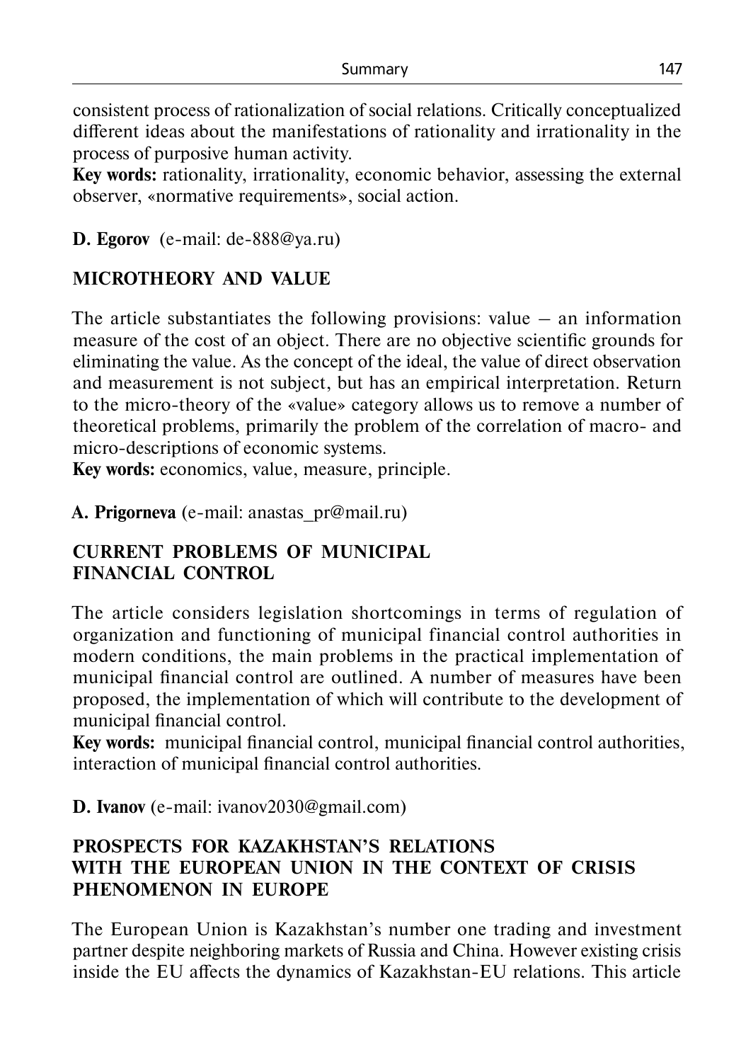consistent process of rationalization of social relations. Critically conceptualized different ideas about the manifestations of rationality and irrationality in the process of purposive human activity.

**Key words:** rationality, irrationality, economic behavior, assessing the external observer, «normative requirements», social action.

**D. Egorov** (e-mail: de-888@ya.ru)

## MICROTHEORY AND VALUE

The article substantiates the following provisions: value – an information measure of the cost of an object. There are no objective scientific grounds for eliminating the value. As the concept of the ideal, the value of direct observation and measurement is not subject, but has an empirical interpretation. Return to the micro-theory of the «value» category allows us to remove a number of theoretical problems, primarily the problem of the correlation of macro- and micro-descriptions of economic systems.

**Key words:** economics, value, measure, principle.

**A. Prigorneva** (e-mail: anastas_pr@mail.ru)

## CURRENT PROBLEMS OF MUNICIPAL FINANCIAL CONTROL

The article considers legislation shortcomings in terms of regulation of organization and functioning of municipal financial control authorities in modern conditions, the main problems in the practical implementation of municipal financial control are outlined. A number of measures have been proposed, the implementation of which will contribute to the development of municipal financial control.

**Key words:** municipal financial control, municipal financial control authorities, interaction of municipal financial control authorities.

**D. Ivanov** (e-mail: ivanov2030@gmail.com)

## PROSPECTS FOR KAZAKHSTAN'S RELATIONS WITH THE EUROPEAN UNION IN THE CONTEXT OF CRISIS PHENOMENON IN EUROPE

The European Union is Kazakhstan's number one trading and investment partner despite neighboring markets of Russia and China. However existing crisis inside the EU affects the dynamics of Kazakhstan-EU relations. This article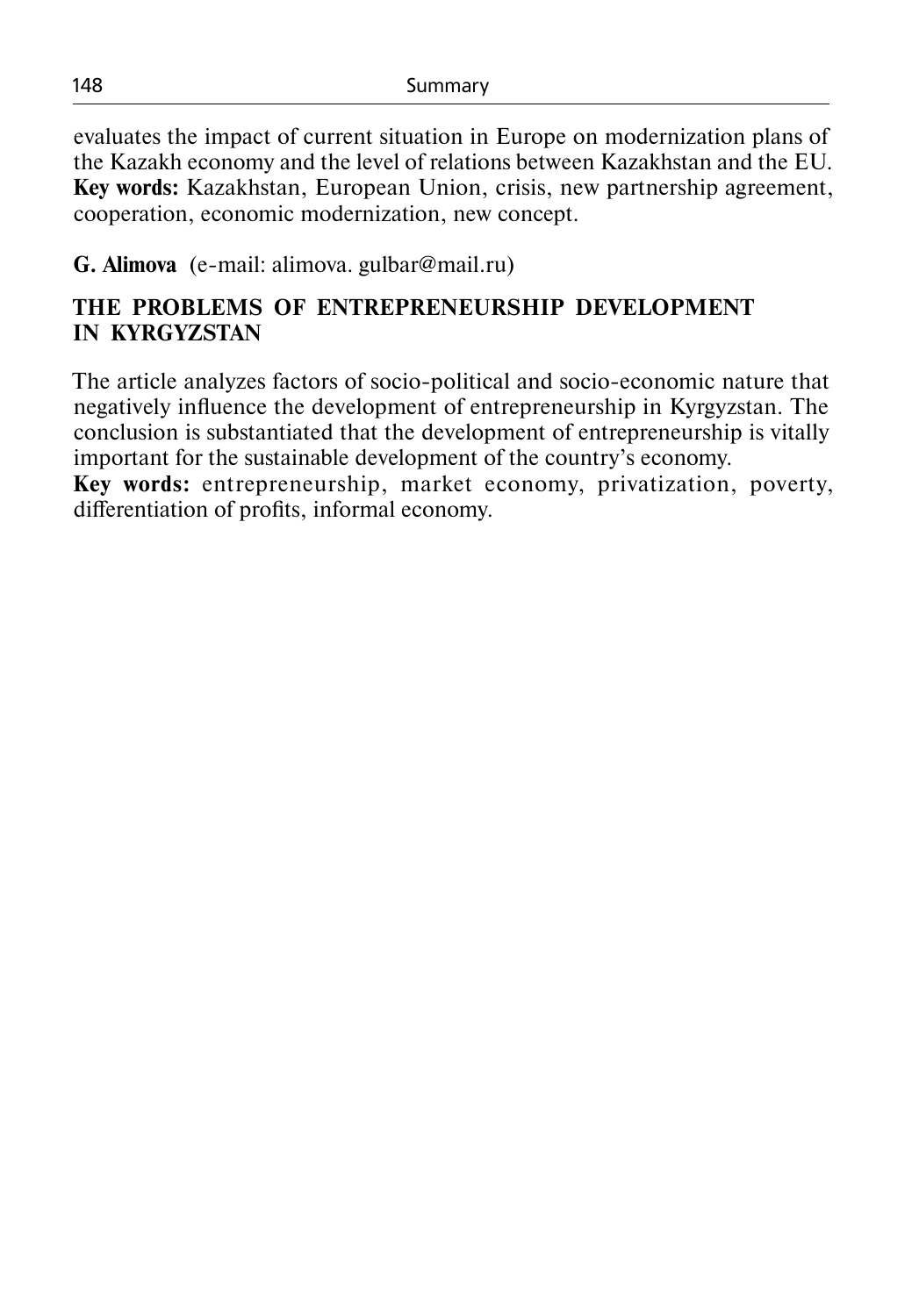evaluates the impact of current situation in Europe on modernization plans of the Kazakh economy and the level of relations between Kazakhstan and the EU.
**Key words:** Kazakhstan, European Union, crisis, new partnership agreement, cooperation, economic modernization, new concept.

**G. Alimova** (e-mail: alimova. gulbar@mail.ru)

## THE PROBLEMS OF ENTREPRENEURSHIP DEVELOPMENT IN KYRGYZSTAN

The article analyzes factors of socio-political and socio-economic nature that negatively influence the development of entrepreneurship in Kyrgyzstan. The conclusion is substantiated that the development of entrepreneurship is vitally important for the sustainable development of the country's economy.
**Key words:** entrepreneurship, market economy, privatization, poverty, differentiation of profits, informal economy.